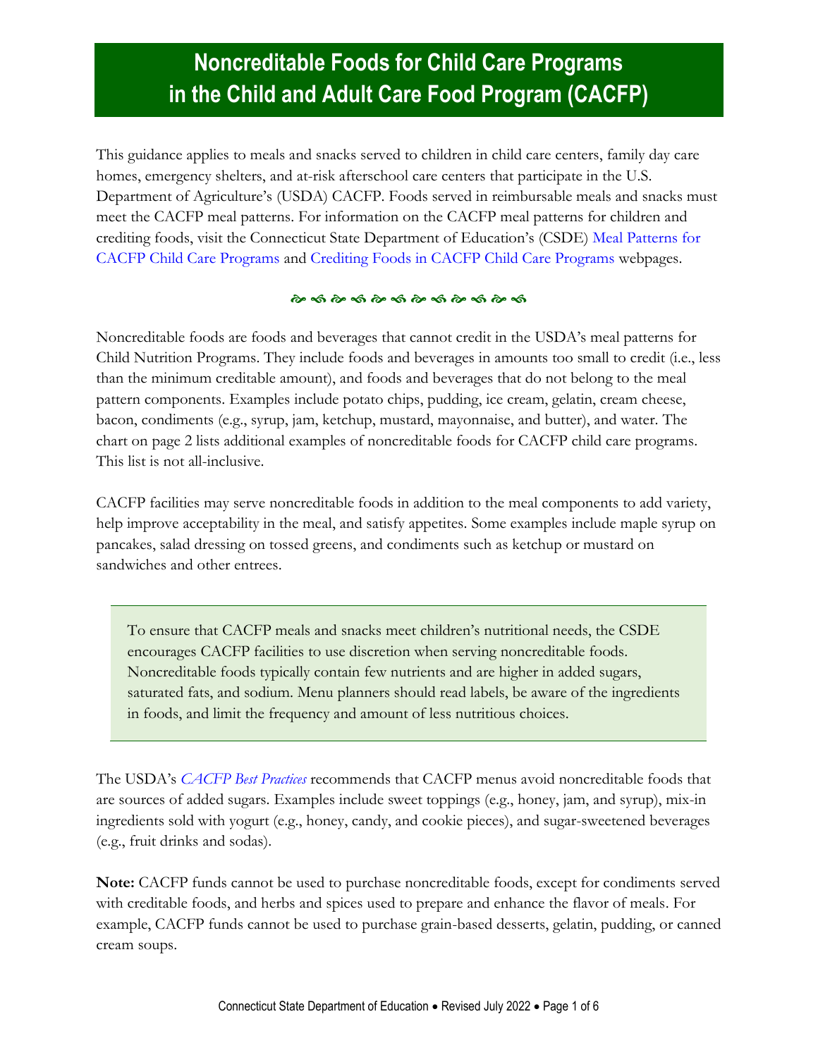# Noncreditable Foods for Child Care Programs in the Child and Adult Care Food Program (CACFP)

This guidance applies to meals and snacks served to children in child care centers, family day care homes, emergency shelters, and at-risk afterschool care centers that participate in the U.S. Department of Agriculture's (USDA) CACFP. Foods served in reimbursable meals and snacks must meet the CACFP meal patterns. For information on the CACFP meal patterns for children and crediting foods, visit the Connecticut State Department of Education's (CSDE) Meal Patterns for CACFP Child Care Programs and Crediting Foods in CACFP Child Care Programs webpages.

Noncreditable foods are foods and beverages that cannot credit in the USDA's meal patterns for Child Nutrition Programs. They include foods and beverages in amounts too small to credit (i.e., less than the minimum creditable amount), and foods and beverages that do not belong to the meal pattern components. Examples include potato chips, pudding, ice cream, gelatin, cream cheese, bacon, condiments (e.g., syrup, jam, ketchup, mustard, mayonnaise, and butter), and water. The chart on page 2 lists additional examples of noncreditable foods for CACFP child care programs. This list is not all-inclusive.

CACFP facilities may serve noncreditable foods in addition to the meal components to add variety, help improve acceptability in the meal, and satisfy appetites. Some examples include maple syrup on pancakes, salad dressing on tossed greens, and condiments such as ketchup or mustard on sandwiches and other entrees.

> To ensure that CACFP meals and snacks meet children's nutritional needs, the CSDE encourages CACFP facilities to use discretion when serving noncreditable foods. Noncreditable foods typically contain few nutrients and are higher in added sugars, saturated fats, and sodium. Menu planners should read labels, be aware of the ingredients in foods, and limit the frequency and amount of less nutritious choices.

The USDA's *CACFP Best Practices* recommends that CACFP menus avoid noncreditable foods that are sources of added sugars. Examples include sweet toppings (e.g., honey, jam, and syrup), mix-in ingredients sold with yogurt (e.g., honey, candy, and cookie pieces), and sugar-sweetened beverages (e.g., fruit drinks and sodas).

**Note:** CACFP funds cannot be used to purchase noncreditable foods, except for condiments served with creditable foods, and herbs and spices used to prepare and enhance the flavor of meals. For example, CACFP funds cannot be used to purchase grain-based desserts, gelatin, pudding, or canned cream soups.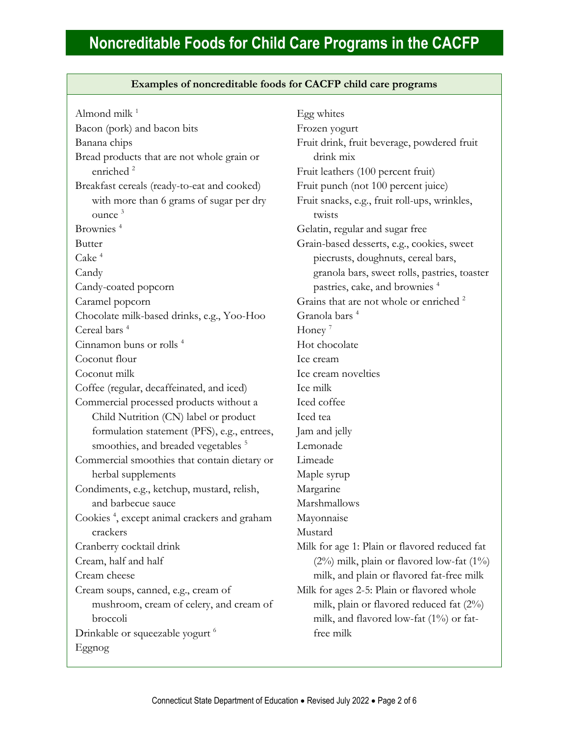# Noncreditable Foods for Child Care Programs in the CACFP

**Examples of noncreditable foods for CACFP child care programs**

- Almond milk [1]
- Bacon (pork) and bacon bits
- Banana chips
- Bread products that are not whole grain or enriched [2]
- Breakfast cereals (ready-to-eat and cooked) with more than 6 grams of sugar per dry ounce [3]
- Brownies [4]
- Butter
- Cake [4]
- Candy
- Candy-coated popcorn
- Caramel popcorn
- Chocolate milk-based drinks, e.g., Yoo-Hoo
- Cereal bars [4]
- Cinnamon buns or rolls [4]
- Coconut flour
- Coconut milk
- Coffee (regular, decaffeinated, and iced)
- Commercial processed products without a Child Nutrition (CN) label or product formulation statement (PFS), e.g., entrees, smoothies, and breaded vegetables [5]
- Commercial smoothies that contain dietary or herbal supplements
- Condiments, e.g., ketchup, mustard, relish, and barbecue sauce
- Cookies [4], except animal crackers and graham crackers
- Cranberry cocktail drink
- Cream, half and half
- Cream cheese
- Cream soups, canned, e.g., cream of mushroom, cream of celery, and cream of broccoli
- Drinkable or squeezable yogurt [6]
- Eggnog
- Egg whites
- Frozen yogurt
- Fruit drink, fruit beverage, powdered fruit drink mix
- Fruit leathers (100 percent fruit)
- Fruit punch (not 100 percent juice)
- Fruit snacks, e.g., fruit roll-ups, wrinkles, twists
- Gelatin, regular and sugar free
- Grain-based desserts, e.g., cookies, sweet piecrusts, doughnuts, cereal bars, granola bars, sweet rolls, pastries, toaster pastries, cake, and brownies [4]
- Grains that are not whole or enriched [2]
- Granola bars [4]
- Honey [7]
- Hot chocolate
- Ice cream
- Ice cream novelties
- Ice milk
- Iced coffee
- Iced tea
- Jam and jelly
- Lemonade
- Limeade
- Maple syrup
- Margarine
- Marshmallows
- Mayonnaise
- Mustard
- Milk for age 1: Plain or flavored reduced fat (2%) milk, plain or flavored low-fat (1%) milk, and plain or flavored fat-free milk
- Milk for ages 2-5: Plain or flavored whole milk, plain or flavored reduced fat (2%) milk, and flavored low-fat (1%) or fat-free milk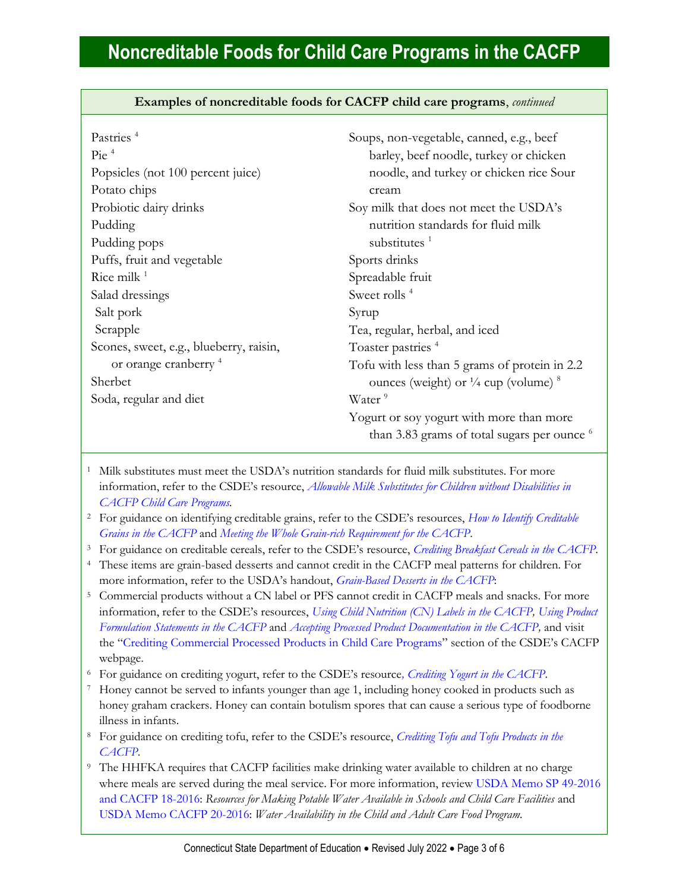# Noncreditable Foods for Child Care Programs in the CACFP

**Examples of noncreditable foods for CACFP child care programs**, *continued*

- Pastries [4]
- Pie [4]
- Popsicles (not 100 percent juice)
- Potato chips
- Probiotic dairy drinks
- Pudding
- Pudding pops
- Puffs, fruit and vegetable
- Rice milk [1]
- Salad dressings
- Salt pork
- Scrapple
- Scones, sweet, e.g., blueberry, raisin, or orange cranberry [4]
- Sherbet
- Soda, regular and diet
- Soups, non-vegetable, canned, e.g., beef barley, beef noodle, turkey or chicken noodle, and turkey or chicken rice Sour cream
- Soy milk that does not meet the USDA's nutrition standards for fluid milk substitutes [1]
- Sports drinks
- Spreadable fruit
- Sweet rolls [4]
- Syrup
- Tea, regular, herbal, and iced
- Toaster pastries [4]
- Tofu with less than 5 grams of protein in 2.2 ounces (weight) or ¼ cup (volume) [8]
- Water [9]
- Yogurt or soy yogurt with more than more than 3.83 grams of total sugars per ounce [6]

[1] Milk substitutes must meet the USDA's nutrition standards for fluid milk substitutes. For more information, refer to the CSDE's resource, *Allowable Milk Substitutes for Children without Disabilities in CACFP Child Care Programs*.

[2] For guidance on identifying creditable grains, refer to the CSDE's resources, *How to Identify Creditable Grains in the CACFP* and *Meeting the Whole Grain-rich Requirement for the CACFP*.

[3] For guidance on creditable cereals, refer to the CSDE's resource, *Crediting Breakfast Cereals in the CACFP*.

[4] These items are grain-based desserts and cannot credit in the CACFP meal patterns for children. For more information, refer to the USDA's handout, *Grain-Based Desserts in the CACFP*:

[5] Commercial products without a CN label or PFS cannot credit in CACFP meals and snacks. For more information, refer to the CSDE's resources, *Using Child Nutrition (CN) Labels in the CACFP, Using Product Formulation Statements in the CACFP* and *Accepting Processed Product Documentation in the CACFP,* and visit the "Crediting Commercial Processed Products in Child Care Programs" section of the CSDE's CACFP webpage.

[6] For guidance on crediting yogurt, refer to the CSDE's resource*, Crediting Yogurt in the CACFP*.

[7] Honey cannot be served to infants younger than age 1, including honey cooked in products such as honey graham crackers. Honey can contain botulism spores that can cause a serious type of foodborne illness in infants.

[8] For guidance on crediting tofu, refer to the CSDE's resource, *Crediting Tofu and Tofu Products in the CACFP*.

[9] The HHFKA requires that CACFP facilities make drinking water available to children at no charge where meals are served during the meal service. For more information, review USDA Memo SP 49-2016 and CACFP 18-2016: *Resources for Making Potable Water Available in Schools and Child Care Facilities* and USDA Memo CACFP 20-2016: *Water Availability in the Child and Adult Care Food Program*.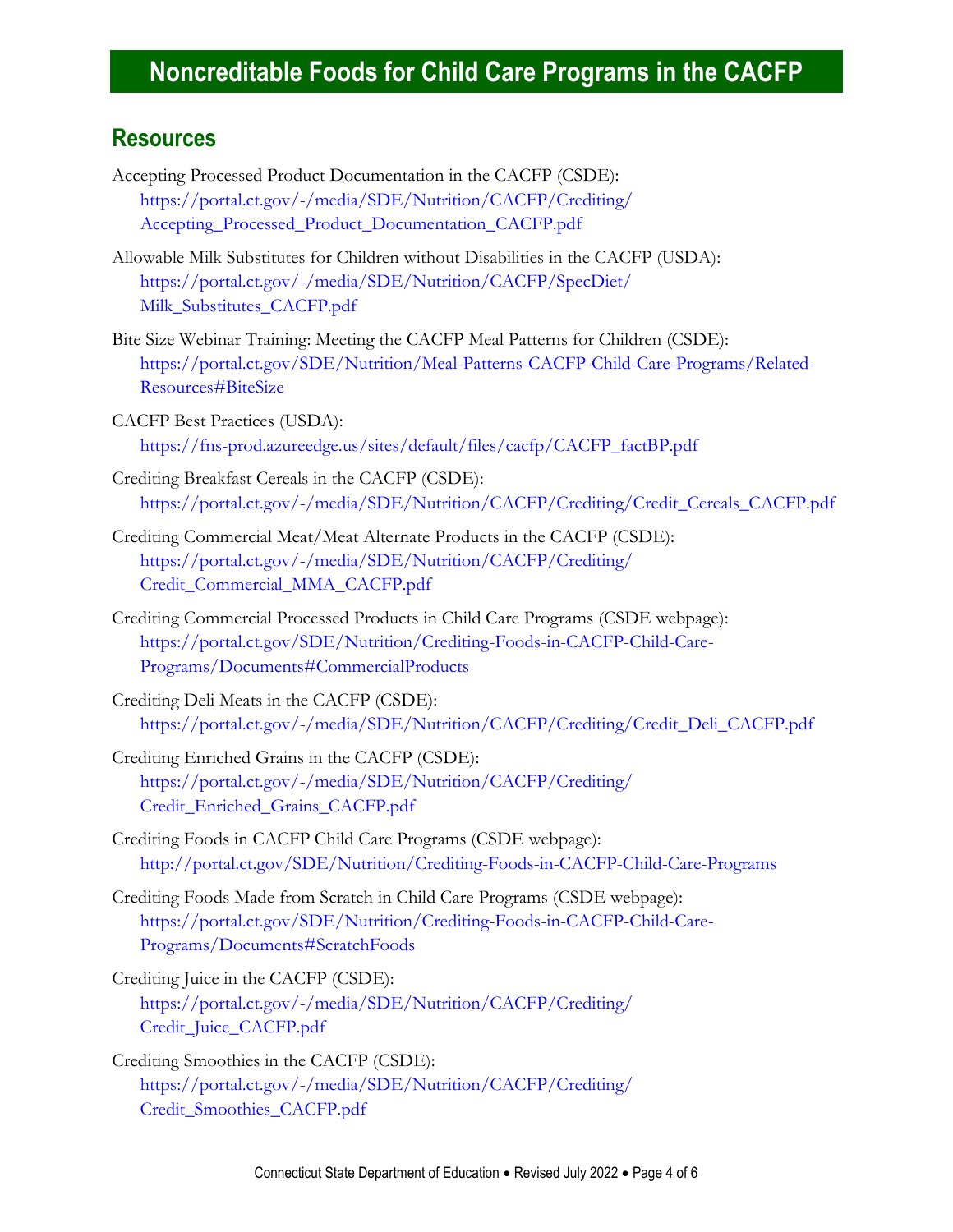# Noncreditable Foods for Child Care Programs in the CACFP

## Resources

Accepting Processed Product Documentation in the CACFP (CSDE):
https://portal.ct.gov/-/media/SDE/Nutrition/CACFP/Crediting/Accepting_Processed_Product_Documentation_CACFP.pdf

Allowable Milk Substitutes for Children without Disabilities in the CACFP (USDA):
https://portal.ct.gov/-/media/SDE/Nutrition/CACFP/SpecDiet/Milk_Substitutes_CACFP.pdf

Bite Size Webinar Training: Meeting the CACFP Meal Patterns for Children (CSDE):
https://portal.ct.gov/SDE/Nutrition/Meal-Patterns-CACFP-Child-Care-Programs/Related-Resources#BiteSize

CACFP Best Practices (USDA):
https://fns-prod.azureedge.us/sites/default/files/cacfp/CACFP_factBP.pdf

Crediting Breakfast Cereals in the CACFP (CSDE):
https://portal.ct.gov/-/media/SDE/Nutrition/CACFP/Crediting/Credit_Cereals_CACFP.pdf

Crediting Commercial Meat/Meat Alternate Products in the CACFP (CSDE):
https://portal.ct.gov/-/media/SDE/Nutrition/CACFP/Crediting/Credit_Commercial_MMA_CACFP.pdf

Crediting Commercial Processed Products in Child Care Programs (CSDE webpage):
https://portal.ct.gov/SDE/Nutrition/Crediting-Foods-in-CACFP-Child-Care-Programs/Documents#CommercialProducts

Crediting Deli Meats in the CACFP (CSDE):
https://portal.ct.gov/-/media/SDE/Nutrition/CACFP/Crediting/Credit_Deli_CACFP.pdf

Crediting Enriched Grains in the CACFP (CSDE):
https://portal.ct.gov/-/media/SDE/Nutrition/CACFP/Crediting/Credit_Enriched_Grains_CACFP.pdf

Crediting Foods in CACFP Child Care Programs (CSDE webpage):
http://portal.ct.gov/SDE/Nutrition/Crediting-Foods-in-CACFP-Child-Care-Programs

Crediting Foods Made from Scratch in Child Care Programs (CSDE webpage):
https://portal.ct.gov/SDE/Nutrition/Crediting-Foods-in-CACFP-Child-Care-Programs/Documents#ScratchFoods

Crediting Juice in the CACFP (CSDE):
https://portal.ct.gov/-/media/SDE/Nutrition/CACFP/Crediting/Credit_Juice_CACFP.pdf

Crediting Smoothies in the CACFP (CSDE):
https://portal.ct.gov/-/media/SDE/Nutrition/CACFP/Crediting/Credit_Smoothies_CACFP.pdf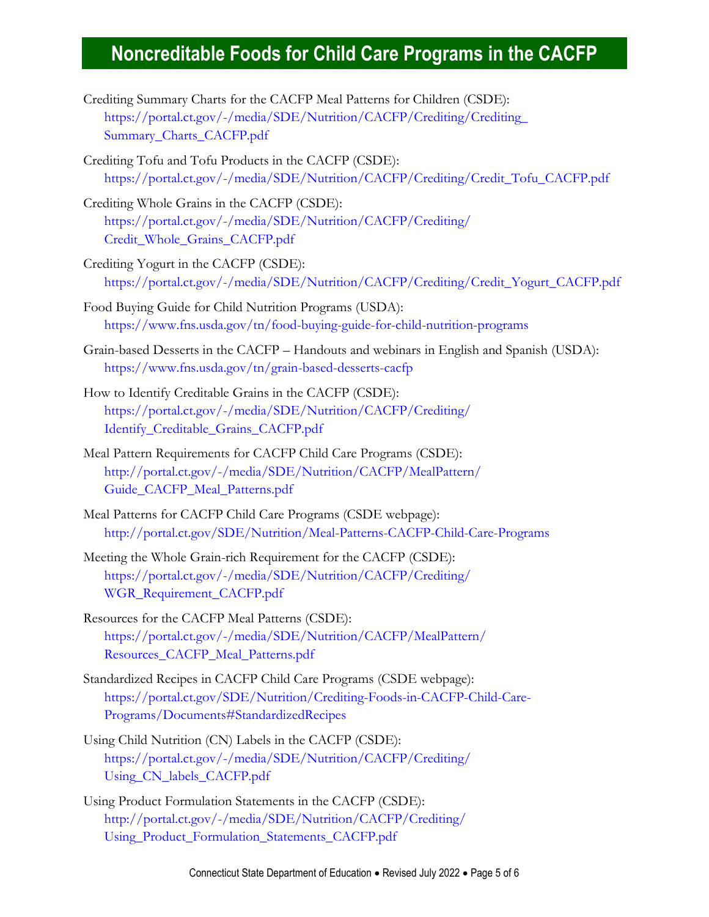Crediting Summary Charts for the CACFP Meal Patterns for Children (CSDE):
https://portal.ct.gov/-/media/SDE/Nutrition/CACFP/Crediting/Crediting_Summary_Charts_CACFP.pdf

Crediting Tofu and Tofu Products in the CACFP (CSDE):
https://portal.ct.gov/-/media/SDE/Nutrition/CACFP/Crediting/Credit_Tofu_CACFP.pdf

Crediting Whole Grains in the CACFP (CSDE):
https://portal.ct.gov/-/media/SDE/Nutrition/CACFP/Crediting/Credit_Whole_Grains_CACFP.pdf

Crediting Yogurt in the CACFP (CSDE):
https://portal.ct.gov/-/media/SDE/Nutrition/CACFP/Crediting/Credit_Yogurt_CACFP.pdf

Food Buying Guide for Child Nutrition Programs (USDA):
https://www.fns.usda.gov/tn/food-buying-guide-for-child-nutrition-programs

Grain-based Desserts in the CACFP – Handouts and webinars in English and Spanish (USDA):
https://www.fns.usda.gov/tn/grain-based-desserts-cacfp

How to Identify Creditable Grains in the CACFP (CSDE):
https://portal.ct.gov/-/media/SDE/Nutrition/CACFP/Crediting/Identify_Creditable_Grains_CACFP.pdf

Meal Pattern Requirements for CACFP Child Care Programs (CSDE):
http://portal.ct.gov/-/media/SDE/Nutrition/CACFP/MealPattern/Guide_CACFP_Meal_Patterns.pdf

Meal Patterns for CACFP Child Care Programs (CSDE webpage):
http://portal.ct.gov/SDE/Nutrition/Meal-Patterns-CACFP-Child-Care-Programs

Meeting the Whole Grain-rich Requirement for the CACFP (CSDE):
https://portal.ct.gov/-/media/SDE/Nutrition/CACFP/Crediting/WGR_Requirement_CACFP.pdf

Resources for the CACFP Meal Patterns (CSDE):
https://portal.ct.gov/-/media/SDE/Nutrition/CACFP/MealPattern/Resources_CACFP_Meal_Patterns.pdf

Standardized Recipes in CACFP Child Care Programs (CSDE webpage):
https://portal.ct.gov/SDE/Nutrition/Crediting-Foods-in-CACFP-Child-Care-Programs/Documents#StandardizedRecipes

Using Child Nutrition (CN) Labels in the CACFP (CSDE):
https://portal.ct.gov/-/media/SDE/Nutrition/CACFP/Crediting/Using_CN_labels_CACFP.pdf

Using Product Formulation Statements in the CACFP (CSDE):
http://portal.ct.gov/-/media/SDE/Nutrition/CACFP/Crediting/Using_Product_Formulation_Statements_CACFP.pdf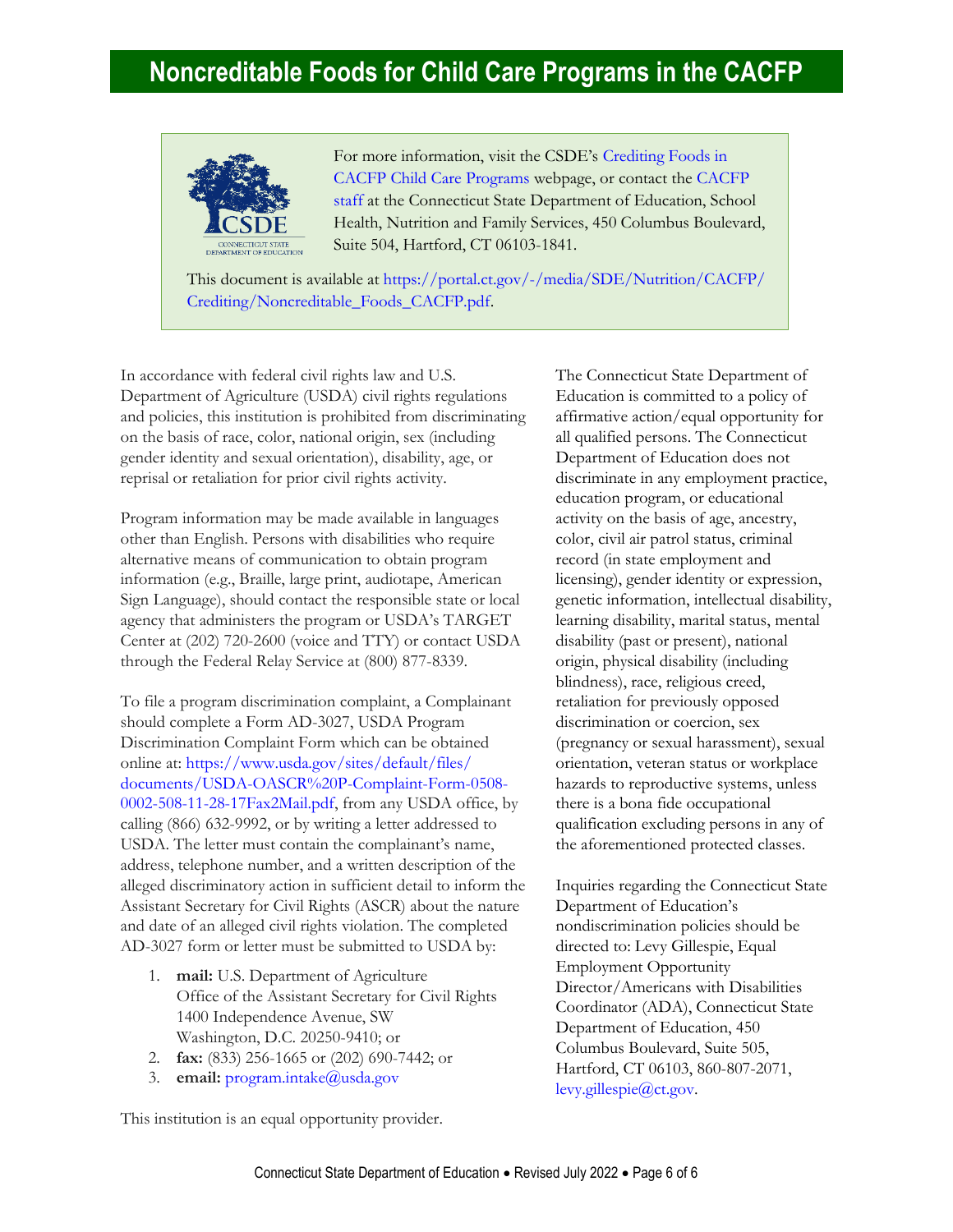# Noncreditable Foods for Child Care Programs in the CACFP

For more information, visit the CSDE's Crediting Foods in CACFP Child Care Programs webpage, or contact the CACFP staff at the Connecticut State Department of Education, School Health, Nutrition and Family Services, 450 Columbus Boulevard, Suite 504, Hartford, CT 06103-1841.

This document is available at https://portal.ct.gov/-/media/SDE/Nutrition/CACFP/Crediting/Noncreditable_Foods_CACFP.pdf.

In accordance with federal civil rights law and U.S. Department of Agriculture (USDA) civil rights regulations and policies, this institution is prohibited from discriminating on the basis of race, color, national origin, sex (including gender identity and sexual orientation), disability, age, or reprisal or retaliation for prior civil rights activity.

Program information may be made available in languages other than English. Persons with disabilities who require alternative means of communication to obtain program information (e.g., Braille, large print, audiotape, American Sign Language), should contact the responsible state or local agency that administers the program or USDA's TARGET Center at (202) 720-2600 (voice and TTY) or contact USDA through the Federal Relay Service at (800) 877-8339.

To file a program discrimination complaint, a Complainant should complete a Form AD-3027, USDA Program Discrimination Complaint Form which can be obtained online at: https://www.usda.gov/sites/default/files/documents/USDA-OASCR%20P-Complaint-Form-0508-0002-508-11-28-17Fax2Mail.pdf, from any USDA office, by calling (866) 632-9992, or by writing a letter addressed to USDA. The letter must contain the complainant's name, address, telephone number, and a written description of the alleged discriminatory action in sufficient detail to inform the Assistant Secretary for Civil Rights (ASCR) about the nature and date of an alleged civil rights violation. The completed AD-3027 form or letter must be submitted to USDA by:

1. **mail:** U.S. Department of Agriculture
   Office of the Assistant Secretary for Civil Rights
   1400 Independence Avenue, SW
   Washington, D.C. 20250-9410; or
2. **fax:** (833) 256-1665 or (202) 690-7442; or
3. **email:** program.intake@usda.gov

This institution is an equal opportunity provider.

The Connecticut State Department of Education is committed to a policy of affirmative action/equal opportunity for all qualified persons. The Connecticut Department of Education does not discriminate in any employment practice, education program, or educational activity on the basis of age, ancestry, color, civil air patrol status, criminal record (in state employment and licensing), gender identity or expression, genetic information, intellectual disability, learning disability, marital status, mental disability (past or present), national origin, physical disability (including blindness), race, religious creed, retaliation for previously opposed discrimination or coercion, sex (pregnancy or sexual harassment), sexual orientation, veteran status or workplace hazards to reproductive systems, unless there is a bona fide occupational qualification excluding persons in any of the aforementioned protected classes.

Inquiries regarding the Connecticut State Department of Education's nondiscrimination policies should be directed to: Levy Gillespie, Equal Employment Opportunity Director/Americans with Disabilities Coordinator (ADA), Connecticut State Department of Education, 450 Columbus Boulevard, Suite 505, Hartford, CT 06103, 860-807-2071, levy.gillespie@ct.gov.